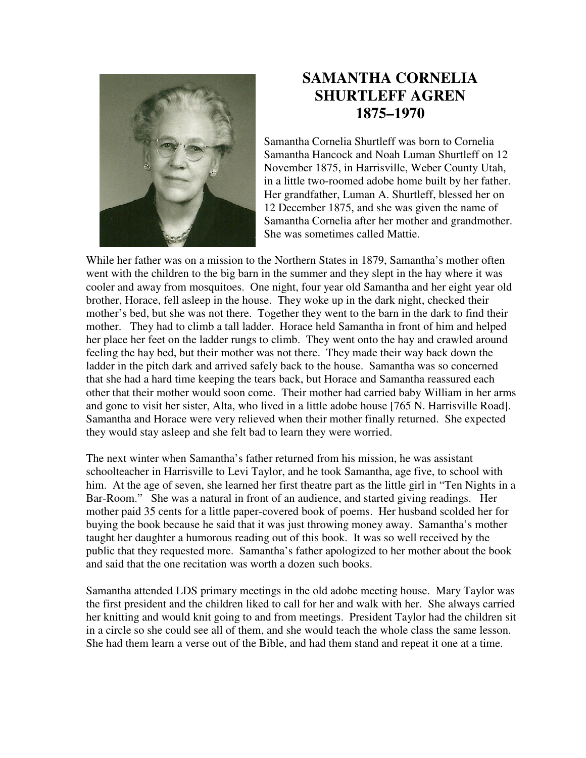# SAMANTHA CORNELIA SHURTLEFF AGREN 1875–1970

Samantha Cornelia Shurtleff was born to Cornelia Samantha Hancock and Noah Luman Shurtleff on 12 November 1875, in Harrisville, Weber County Utah, in a little two-roomed adobe home built by her father. Her grandfather, Luman A. Shurtleff, blessed her on 12 December 1875, and she was given the name of Samantha Cornelia after her mother and grandmother. She was sometimes called Mattie.

While her father was on a mission to the Northern States in 1879, Samantha's mother often went with the children to the big barn in the summer and they slept in the hay where it was cooler and away from mosquitoes. One night, four year old Samantha and her eight year old brother, Horace, fell asleep in the house. They woke up in the dark night, checked their mother's bed, but she was not there. Together they went to the barn in the dark to find their mother. They had to climb a tall ladder. Horace held Samantha in front of him and helped her place her feet on the ladder rungs to climb. They went onto the hay and crawled around feeling the hay bed, but their mother was not there. They made their way back down the ladder in the pitch dark and arrived safely back to the house. Samantha was so concerned that she had a hard time keeping the tears back, but Horace and Samantha reassured each other that their mother would soon come. Their mother had carried baby William in her arms and gone to visit her sister, Alta, who lived in a little adobe house [765 N. Harrisville Road]. Samantha and Horace were very relieved when their mother finally returned. She expected they would stay asleep and she felt bad to learn they were worried.

The next winter when Samantha's father returned from his mission, he was assistant schoolteacher in Harrisville to Levi Taylor, and he took Samantha, age five, to school with him. At the age of seven, she learned her first theatre part as the little girl in "Ten Nights in a Bar-Room." She was a natural in front of an audience, and started giving readings. Her mother paid 35 cents for a little paper-covered book of poems. Her husband scolded her for buying the book because he said that it was just throwing money away. Samantha's mother taught her daughter a humorous reading out of this book. It was so well received by the public that they requested more. Samantha's father apologized to her mother about the book and said that the one recitation was worth a dozen such books.

Samantha attended LDS primary meetings in the old adobe meeting house. Mary Taylor was the first president and the children liked to call for her and walk with her. She always carried her knitting and would knit going to and from meetings. President Taylor had the children sit in a circle so she could see all of them, and she would teach the whole class the same lesson. She had them learn a verse out of the Bible, and had them stand and repeat it one at a time.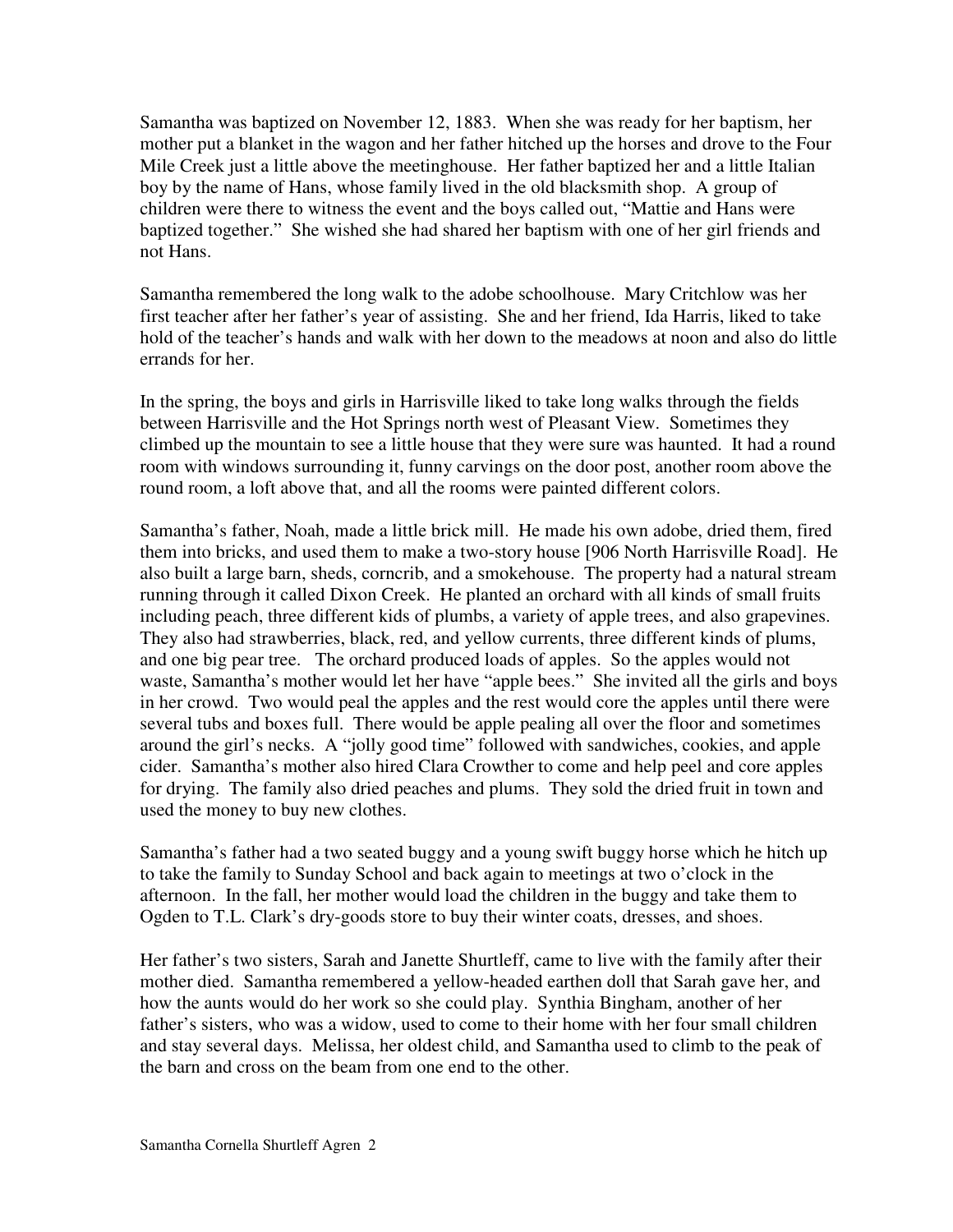Samantha was baptized on November 12, 1883. When she was ready for her baptism, her mother put a blanket in the wagon and her father hitched up the horses and drove to the Four Mile Creek just a little above the meetinghouse. Her father baptized her and a little Italian boy by the name of Hans, whose family lived in the old blacksmith shop. A group of children were there to witness the event and the boys called out, "Mattie and Hans were baptized together." She wished she had shared her baptism with one of her girl friends and not Hans.

Samantha remembered the long walk to the adobe schoolhouse. Mary Critchlow was her first teacher after her father's year of assisting. She and her friend, Ida Harris, liked to take hold of the teacher's hands and walk with her down to the meadows at noon and also do little errands for her.

In the spring, the boys and girls in Harrisville liked to take long walks through the fields between Harrisville and the Hot Springs north west of Pleasant View. Sometimes they climbed up the mountain to see a little house that they were sure was haunted. It had a round room with windows surrounding it, funny carvings on the door post, another room above the round room, a loft above that, and all the rooms were painted different colors.

Samantha's father, Noah, made a little brick mill. He made his own adobe, dried them, fired them into bricks, and used them to make a two-story house [906 North Harrisville Road]. He also built a large barn, sheds, corncrib, and a smokehouse. The property had a natural stream running through it called Dixon Creek. He planted an orchard with all kinds of small fruits including peach, three different kids of plumbs, a variety of apple trees, and also grapevines. They also had strawberries, black, red, and yellow currents, three different kinds of plums, and one big pear tree. The orchard produced loads of apples. So the apples would not waste, Samantha's mother would let her have "apple bees." She invited all the girls and boys in her crowd. Two would peal the apples and the rest would core the apples until there were several tubs and boxes full. There would be apple pealing all over the floor and sometimes around the girl's necks. A "jolly good time" followed with sandwiches, cookies, and apple cider. Samantha's mother also hired Clara Crowther to come and help peel and core apples for drying. The family also dried peaches and plums. They sold the dried fruit in town and used the money to buy new clothes.

Samantha's father had a two seated buggy and a young swift buggy horse which he hitch up to take the family to Sunday School and back again to meetings at two o'clock in the afternoon. In the fall, her mother would load the children in the buggy and take them to Ogden to T.L. Clark's dry-goods store to buy their winter coats, dresses, and shoes.

Her father's two sisters, Sarah and Janette Shurtleff, came to live with the family after their mother died. Samantha remembered a yellow-headed earthen doll that Sarah gave her, and how the aunts would do her work so she could play. Synthia Bingham, another of her father's sisters, who was a widow, used to come to their home with her four small children and stay several days. Melissa, her oldest child, and Samantha used to climb to the peak of the barn and cross on the beam from one end to the other.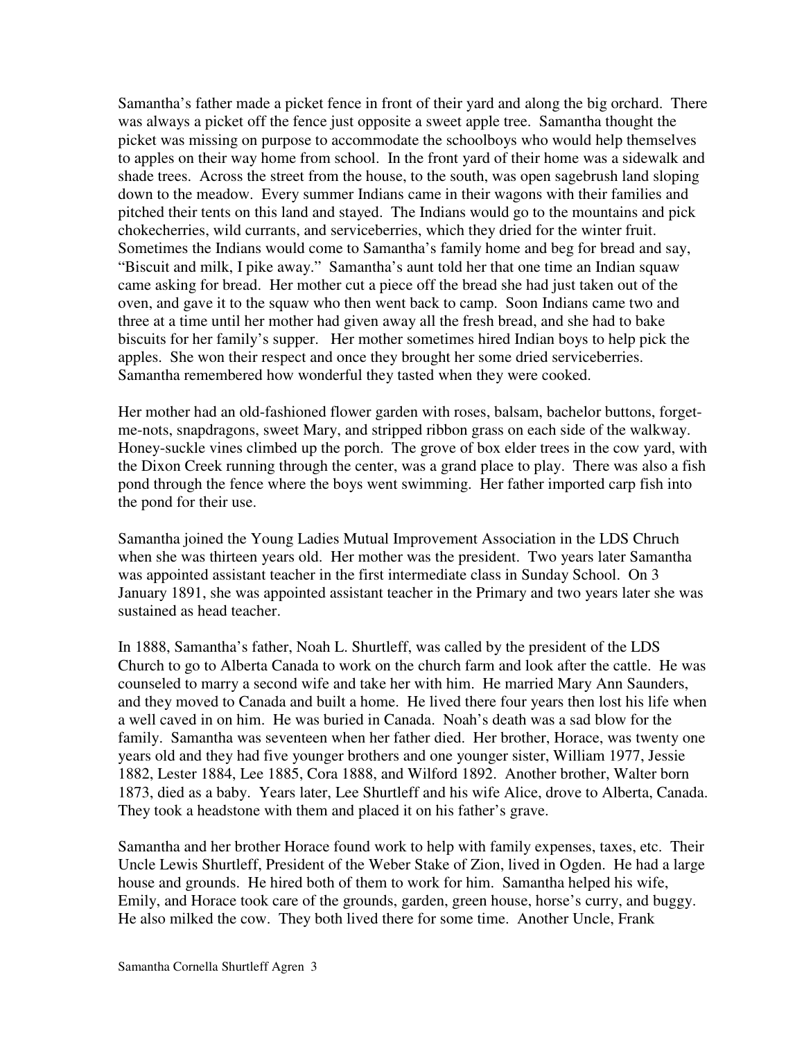Samantha's father made a picket fence in front of their yard and along the big orchard. There was always a picket off the fence just opposite a sweet apple tree. Samantha thought the picket was missing on purpose to accommodate the schoolboys who would help themselves to apples on their way home from school. In the front yard of their home was a sidewalk and shade trees. Across the street from the house, to the south, was open sagebrush land sloping down to the meadow. Every summer Indians came in their wagons with their families and pitched their tents on this land and stayed. The Indians would go to the mountains and pick chokecherries, wild currants, and serviceberries, which they dried for the winter fruit. Sometimes the Indians would come to Samantha's family home and beg for bread and say, "Biscuit and milk, I pike away." Samantha's aunt told her that one time an Indian squaw came asking for bread. Her mother cut a piece off the bread she had just taken out of the oven, and gave it to the squaw who then went back to camp. Soon Indians came two and three at a time until her mother had given away all the fresh bread, and she had to bake biscuits for her family's supper. Her mother sometimes hired Indian boys to help pick the apples. She won their respect and once they brought her some dried serviceberries. Samantha remembered how wonderful they tasted when they were cooked.

Her mother had an old-fashioned flower garden with roses, balsam, bachelor buttons, forget-me-nots, snapdragons, sweet Mary, and stripped ribbon grass on each side of the walkway. Honey-suckle vines climbed up the porch. The grove of box elder trees in the cow yard, with the Dixon Creek running through the center, was a grand place to play. There was also a fish pond through the fence where the boys went swimming. Her father imported carp fish into the pond for their use.

Samantha joined the Young Ladies Mutual Improvement Association in the LDS Chruch when she was thirteen years old. Her mother was the president. Two years later Samantha was appointed assistant teacher in the first intermediate class in Sunday School. On 3 January 1891, she was appointed assistant teacher in the Primary and two years later she was sustained as head teacher.

In 1888, Samantha's father, Noah L. Shurtleff, was called by the president of the LDS Church to go to Alberta Canada to work on the church farm and look after the cattle. He was counseled to marry a second wife and take her with him. He married Mary Ann Saunders, and they moved to Canada and built a home. He lived there four years then lost his life when a well caved in on him. He was buried in Canada. Noah's death was a sad blow for the family. Samantha was seventeen when her father died. Her brother, Horace, was twenty one years old and they had five younger brothers and one younger sister, William 1977, Jessie 1882, Lester 1884, Lee 1885, Cora 1888, and Wilford 1892. Another brother, Walter born 1873, died as a baby. Years later, Lee Shurtleff and his wife Alice, drove to Alberta, Canada. They took a headstone with them and placed it on his father's grave.

Samantha and her brother Horace found work to help with family expenses, taxes, etc. Their Uncle Lewis Shurtleff, President of the Weber Stake of Zion, lived in Ogden. He had a large house and grounds. He hired both of them to work for him. Samantha helped his wife, Emily, and Horace took care of the grounds, garden, green house, horse's curry, and buggy. He also milked the cow. They both lived there for some time. Another Uncle, Frank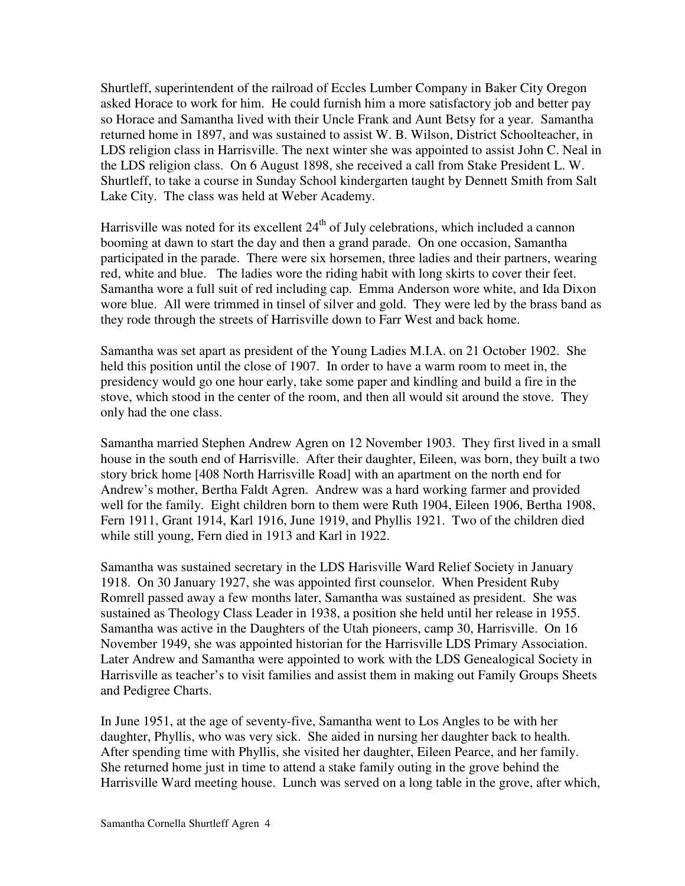Shurtleff, superintendent of the railroad of Eccles Lumber Company in Baker City Oregon asked Horace to work for him. He could furnish him a more satisfactory job and better pay so Horace and Samantha lived with their Uncle Frank and Aunt Betsy for a year. Samantha returned home in 1897, and was sustained to assist W. B. Wilson, District Schoolteacher, in LDS religion class in Harrisville. The next winter she was appointed to assist John C. Neal in the LDS religion class. On 6 August 1898, she received a call from Stake President L. W. Shurtleff, to take a course in Sunday School kindergarten taught by Dennett Smith from Salt Lake City. The class was held at Weber Academy.

Harrisville was noted for its excellent 24th of July celebrations, which included a cannon booming at dawn to start the day and then a grand parade. On one occasion, Samantha participated in the parade. There were six horsemen, three ladies and their partners, wearing red, white and blue. The ladies wore the riding habit with long skirts to cover their feet. Samantha wore a full suit of red including cap. Emma Anderson wore white, and Ida Dixon wore blue. All were trimmed in tinsel of silver and gold. They were led by the brass band as they rode through the streets of Harrisville down to Farr West and back home.

Samantha was set apart as president of the Young Ladies M.I.A. on 21 October 1902. She held this position until the close of 1907. In order to have a warm room to meet in, the presidency would go one hour early, take some paper and kindling and build a fire in the stove, which stood in the center of the room, and then all would sit around the stove. They only had the one class.

Samantha married Stephen Andrew Agren on 12 November 1903. They first lived in a small house in the south end of Harrisville. After their daughter, Eileen, was born, they built a two story brick home [408 North Harrisville Road] with an apartment on the north end for Andrew's mother, Bertha Faldt Agren. Andrew was a hard working farmer and provided well for the family. Eight children born to them were Ruth 1904, Eileen 1906, Bertha 1908, Fern 1911, Grant 1914, Karl 1916, June 1919, and Phyllis 1921. Two of the children died while still young, Fern died in 1913 and Karl in 1922.

Samantha was sustained secretary in the LDS Harisville Ward Relief Society in January 1918. On 30 January 1927, she was appointed first counselor. When President Ruby Romrell passed away a few months later, Samantha was sustained as president. She was sustained as Theology Class Leader in 1938, a position she held until her release in 1955. Samantha was active in the Daughters of the Utah pioneers, camp 30, Harrisville. On 16 November 1949, she was appointed historian for the Harrisville LDS Primary Association. Later Andrew and Samantha were appointed to work with the LDS Genealogical Society in Harrisville as teacher's to visit families and assist them in making out Family Groups Sheets and Pedigree Charts.

In June 1951, at the age of seventy-five, Samantha went to Los Angles to be with her daughter, Phyllis, who was very sick. She aided in nursing her daughter back to health. After spending time with Phyllis, she visited her daughter, Eileen Pearce, and her family. She returned home just in time to attend a stake family outing in the grove behind the Harrisville Ward meeting house. Lunch was served on a long table in the grove, after which,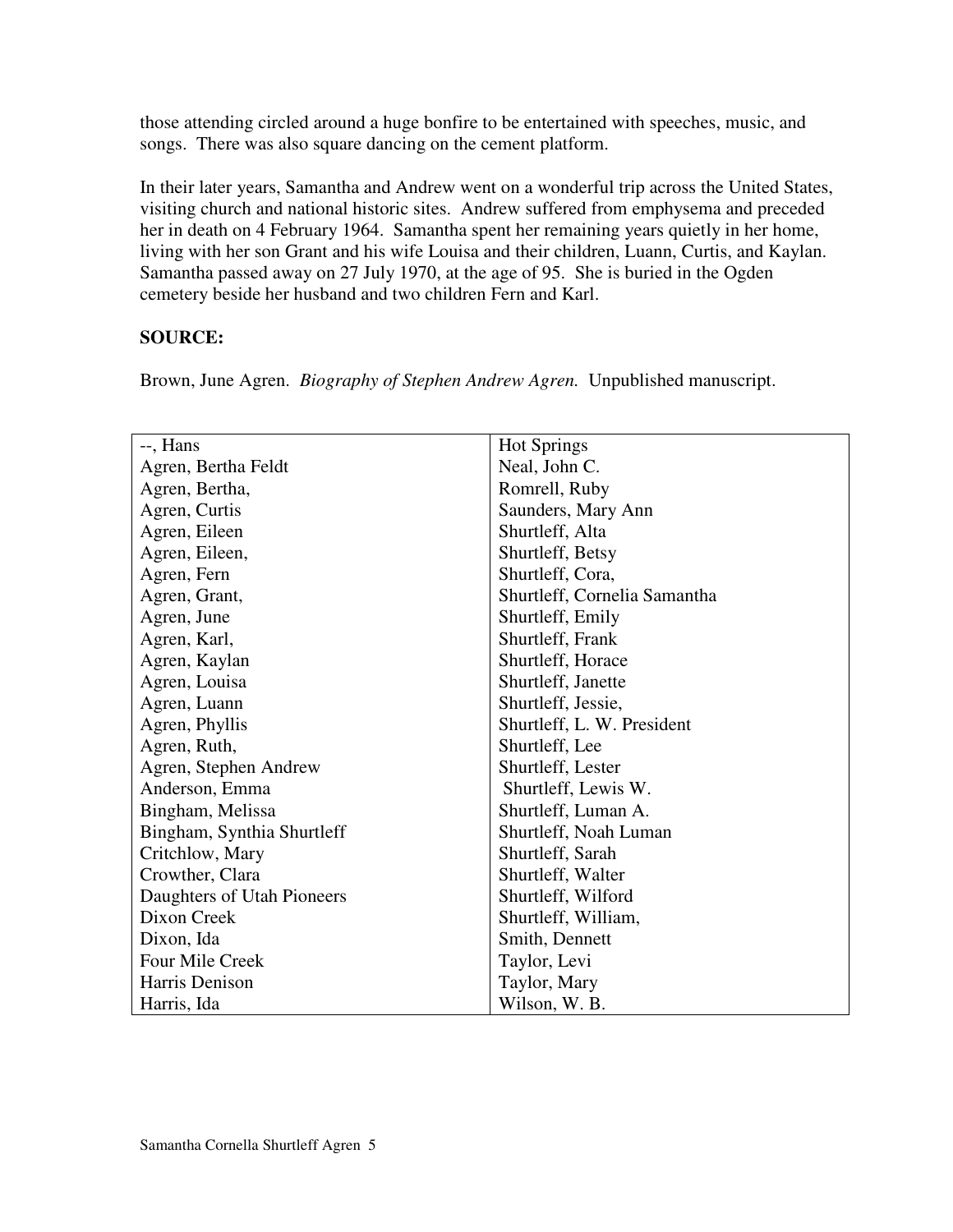those attending circled around a huge bonfire to be entertained with speeches, music, and songs. There was also square dancing on the cement platform.

In their later years, Samantha and Andrew went on a wonderful trip across the United States, visiting church and national historic sites. Andrew suffered from emphysema and preceded her in death on 4 February 1964. Samantha spent her remaining years quietly in her home, living with her son Grant and his wife Louisa and their children, Luann, Curtis, and Kaylan. Samantha passed away on 27 July 1970, at the age of 95. She is buried in the Ogden cemetery beside her husband and two children Fern and Karl.

**SOURCE:**

Brown, June Agren. *Biography of Stephen Andrew Agren.* Unpublished manuscript.

| | |
|---|---|
| --, Hans | Hot Springs |
| Agren, Bertha Feldt | Neal, John C. |
| Agren, Bertha, | Romrell, Ruby |
| Agren, Curtis | Saunders, Mary Ann |
| Agren, Eileen | Shurtleff, Alta |
| Agren, Eileen, | Shurtleff, Betsy |
| Agren, Fern | Shurtleff, Cora, |
| Agren, Grant, | Shurtleff, Cornelia Samantha |
| Agren, June | Shurtleff, Emily |
| Agren, Karl, | Shurtleff, Frank |
| Agren, Kaylan | Shurtleff, Horace |
| Agren, Louisa | Shurtleff, Janette |
| Agren, Luann | Shurtleff, Jessie, |
| Agren, Phyllis | Shurtleff, L. W. President |
| Agren, Ruth, | Shurtleff, Lee |
| Agren, Stephen Andrew | Shurtleff, Lester |
| Anderson, Emma | Shurtleff, Lewis W. |
| Bingham, Melissa | Shurtleff, Luman A. |
| Bingham, Synthia Shurtleff | Shurtleff, Noah Luman |
| Critchlow, Mary | Shurtleff, Sarah |
| Crowther, Clara | Shurtleff, Walter |
| Daughters of Utah Pioneers | Shurtleff, Wilford |
| Dixon Creek | Shurtleff, William, |
| Dixon, Ida | Smith, Dennett |
| Four Mile Creek | Taylor, Levi |
| Harris Denison | Taylor, Mary |
| Harris, Ida | Wilson, W. B. |